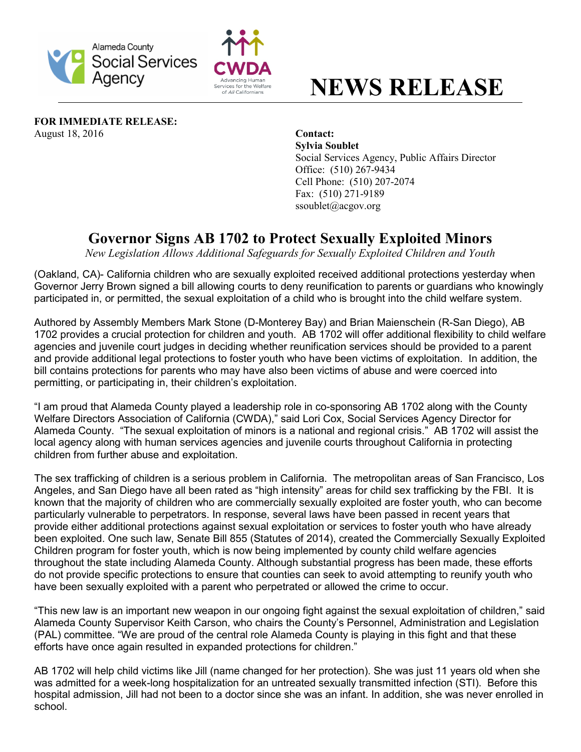Alameda County Social Services Agency

CWDA
Advancing Human Services for the Welfare of *All* Californians

# NEWS RELEASE

**FOR IMMEDIATE RELEASE:**
August 18, 2016

**Contact:**
**Sylvia Soublet**
Social Services Agency, Public Affairs Director
Office: (510) 267-9434
Cell Phone: (510) 207-2074
Fax: (510) 271-9189
ssoublet@acgov.org

## Governor Signs AB 1702 to Protect Sexually Exploited Minors

*New Legislation Allows Additional Safeguards for Sexually Exploited Children and Youth*

(Oakland, CA)- California children who are sexually exploited received additional protections yesterday when Governor Jerry Brown signed a bill allowing courts to deny reunification to parents or guardians who knowingly participated in, or permitted, the sexual exploitation of a child who is brought into the child welfare system.

Authored by Assembly Members Mark Stone (D-Monterey Bay) and Brian Maienschein (R-San Diego), AB 1702 provides a crucial protection for children and youth. AB 1702 will offer additional flexibility to child welfare agencies and juvenile court judges in deciding whether reunification services should be provided to a parent and provide additional legal protections to foster youth who have been victims of exploitation. In addition, the bill contains protections for parents who may have also been victims of abuse and were coerced into permitting, or participating in, their children's exploitation.

"I am proud that Alameda County played a leadership role in co-sponsoring AB 1702 along with the County Welfare Directors Association of California (CWDA)," said Lori Cox, Social Services Agency Director for Alameda County. "The sexual exploitation of minors is a national and regional crisis." AB 1702 will assist the local agency along with human services agencies and juvenile courts throughout California in protecting children from further abuse and exploitation.

The sex trafficking of children is a serious problem in California. The metropolitan areas of San Francisco, Los Angeles, and San Diego have all been rated as "high intensity" areas for child sex trafficking by the FBI. It is known that the majority of children who are commercially sexually exploited are foster youth, who can become particularly vulnerable to perpetrators. In response, several laws have been passed in recent years that provide either additional protections against sexual exploitation or services to foster youth who have already been exploited. One such law, Senate Bill 855 (Statutes of 2014), created the Commercially Sexually Exploited Children program for foster youth, which is now being implemented by county child welfare agencies throughout the state including Alameda County. Although substantial progress has been made, these efforts do not provide specific protections to ensure that counties can seek to avoid attempting to reunify youth who have been sexually exploited with a parent who perpetrated or allowed the crime to occur.

"This new law is an important new weapon in our ongoing fight against the sexual exploitation of children," said Alameda County Supervisor Keith Carson, who chairs the County's Personnel, Administration and Legislation (PAL) committee. "We are proud of the central role Alameda County is playing in this fight and that these efforts have once again resulted in expanded protections for children."

AB 1702 will help child victims like Jill (name changed for her protection). She was just 11 years old when she was admitted for a week-long hospitalization for an untreated sexually transmitted infection (STI). Before this hospital admission, Jill had not been to a doctor since she was an infant. In addition, she was never enrolled in school.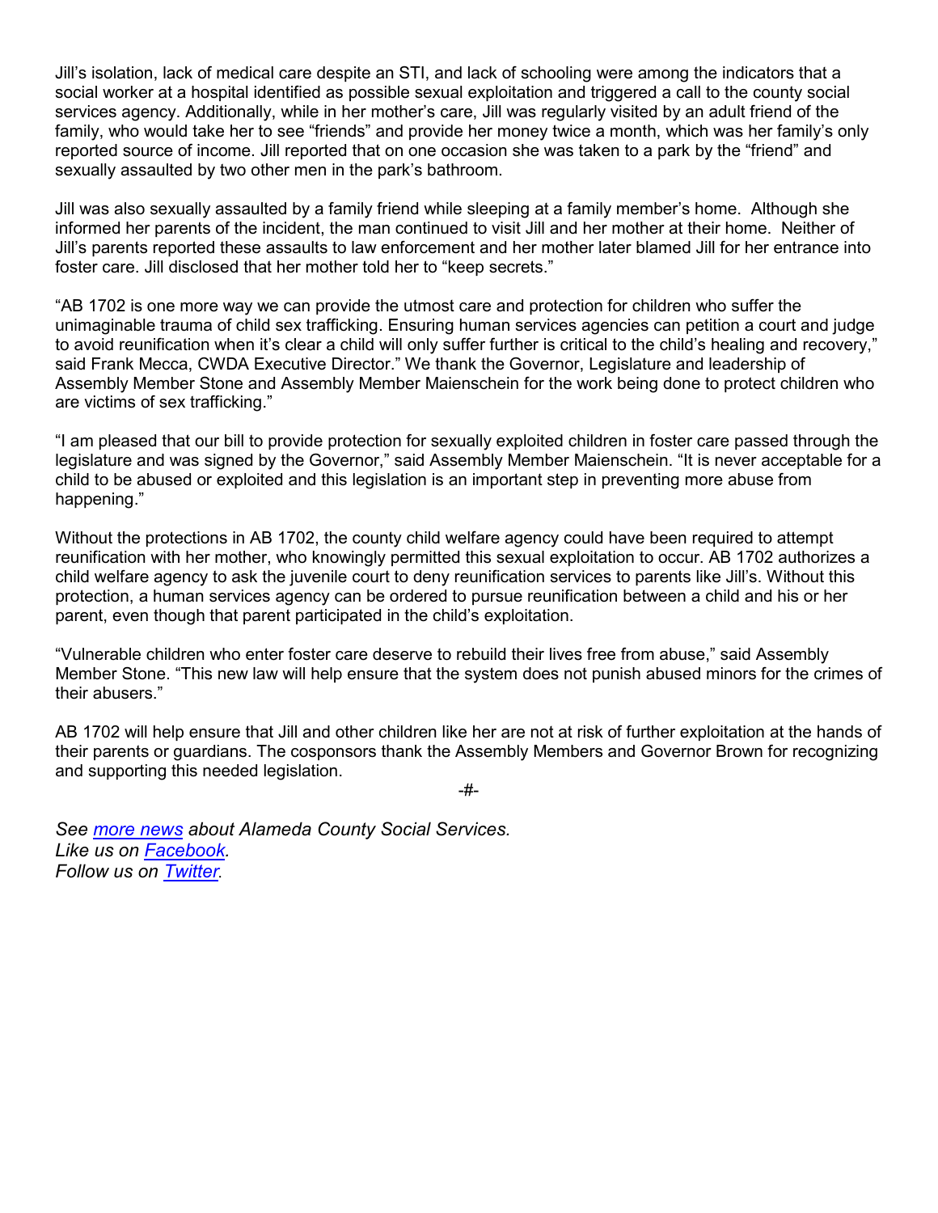Jill's isolation, lack of medical care despite an STI, and lack of schooling were among the indicators that a social worker at a hospital identified as possible sexual exploitation and triggered a call to the county social services agency. Additionally, while in her mother's care, Jill was regularly visited by an adult friend of the family, who would take her to see "friends" and provide her money twice a month, which was her family's only reported source of income. Jill reported that on one occasion she was taken to a park by the "friend" and sexually assaulted by two other men in the park's bathroom.

Jill was also sexually assaulted by a family friend while sleeping at a family member's home. Although she informed her parents of the incident, the man continued to visit Jill and her mother at their home. Neither of Jill's parents reported these assaults to law enforcement and her mother later blamed Jill for her entrance into foster care. Jill disclosed that her mother told her to "keep secrets."

"AB 1702 is one more way we can provide the utmost care and protection for children who suffer the unimaginable trauma of child sex trafficking. Ensuring human services agencies can petition a court and judge to avoid reunification when it's clear a child will only suffer further is critical to the child's healing and recovery," said Frank Mecca, CWDA Executive Director." We thank the Governor, Legislature and leadership of Assembly Member Stone and Assembly Member Maienschein for the work being done to protect children who are victims of sex trafficking."

"I am pleased that our bill to provide protection for sexually exploited children in foster care passed through the legislature and was signed by the Governor," said Assembly Member Maienschein. "It is never acceptable for a child to be abused or exploited and this legislation is an important step in preventing more abuse from happening."

Without the protections in AB 1702, the county child welfare agency could have been required to attempt reunification with her mother, who knowingly permitted this sexual exploitation to occur. AB 1702 authorizes a child welfare agency to ask the juvenile court to deny reunification services to parents like Jill's. Without this protection, a human services agency can be ordered to pursue reunification between a child and his or her parent, even though that parent participated in the child's exploitation.

"Vulnerable children who enter foster care deserve to rebuild their lives free from abuse," said Assembly Member Stone. "This new law will help ensure that the system does not punish abused minors for the crimes of their abusers."

AB 1702 will help ensure that Jill and other children like her are not at risk of further exploitation at the hands of their parents or guardians. The cosponsors thank the Assembly Members and Governor Brown for recognizing and supporting this needed legislation.

-#-

*See more news about Alameda County Social Services.*
*Like us on Facebook.*
*Follow us on Twitter.*